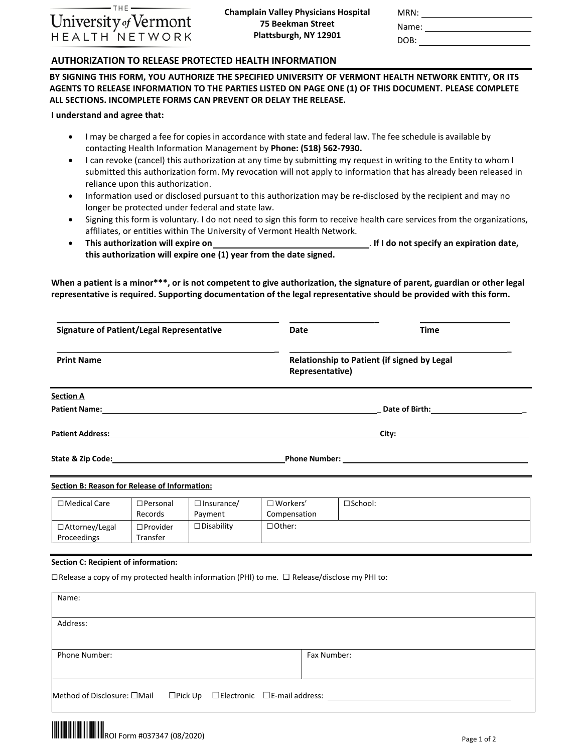THE University of Vermont HEALTH NETWORK

**Champlain Valley Physicians Hospital**
**75 Beekman Street**
**Plattsburgh, NY 12901**

MRN: ____________________
Name: ____________________
DOB: ____________________

## AUTHORIZATION TO RELEASE PROTECTED HEALTH INFORMATION

**BY SIGNING THIS FORM, YOU AUTHORIZE THE SPECIFIED UNIVERSITY OF VERMONT HEALTH NETWORK ENTITY, OR ITS AGENTS TO RELEASE INFORMATION TO THE PARTIES LISTED ON PAGE ONE (1) OF THIS DOCUMENT. PLEASE COMPLETE ALL SECTIONS. INCOMPLETE FORMS CAN PREVENT OR DELAY THE RELEASE.**

**I understand and agree that:**

- I may be charged a fee for copies in accordance with state and federal law. The fee schedule is available by contacting Health Information Management by **Phone: (518) 562-7930.**
- I can revoke (cancel) this authorization at any time by submitting my request in writing to the Entity to whom I submitted this authorization form. My revocation will not apply to information that has already been released in reliance upon this authorization.
- Information used or disclosed pursuant to this authorization may be re-disclosed by the recipient and may no longer be protected under federal and state law.
- Signing this form is voluntary. I do not need to sign this form to receive health care services from the organizations, affiliates, or entities within The University of Vermont Health Network.
- **This authorization will expire on ____________________. If I do not specify an expiration date, this authorization will expire one (1) year from the date signed.**

**When a patient is a minor***, or is not competent to give authorization, the signature of parent, guardian or other legal representative is required. Supporting documentation of the legal representative should be provided with this form.**

____________________ ____________________ ____________________
**Signature of Patient/Legal Representative** **Date** **Time**

____________________ ____________________
**Print Name** **Relationship to Patient (if signed by Legal Representative)**

**Section A**

**Patient Name:** ____________________ **Date of Birth:** ____________________

**Patient Address:** ____________________ **City:** ____________________

**State & Zip Code:** ____________________ **Phone Number:** ____________________

**Section B: Reason for Release of Information:**

| | | | | |
|---|---|---|---|---|
| ☐ Medical Care | ☐ Personal Records | ☐ Insurance/ Payment | ☐ Workers' Compensation | ☐ School: |
| ☐ Attorney/Legal Proceedings | ☐ Provider Transfer | ☐ Disability | ☐ Other: | |

**Section C: Recipient of information:**

☐ Release a copy of my protected health information (PHI) to me. ☐ Release/disclose my PHI to:

| | |
|---|---|
| Name: | |
| Address: | |
| Phone Number: | Fax Number: |
| Method of Disclosure: ☐ Mail ☐ Pick Up ☐ Electronic ☐ E-mail address: ____________________ | |

ROI Form #037347 (08/2020)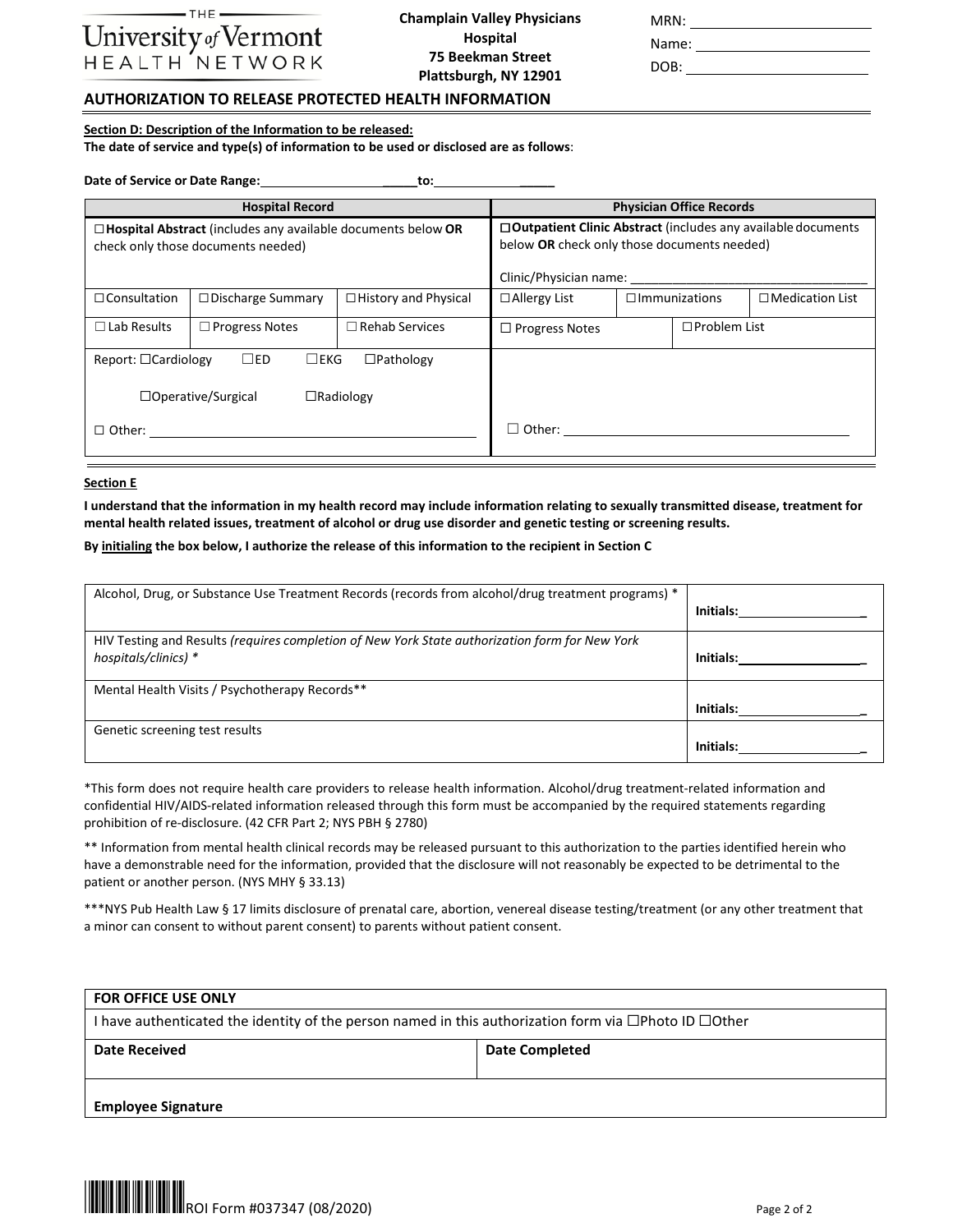THE University of Vermont HEALTH NETWORK

**Champlain Valley Physicians Hospital**
**75 Beekman Street**
**Plattsburgh, NY 12901**

MRN: ____________________

Name: ____________________

DOB: ____________________

## AUTHORIZATION TO RELEASE PROTECTED HEALTH INFORMATION

**Section D: Description of the Information to be released:**

**The date of service and type(s) of information to be used or disclosed are as follows**:

**Date of Service or Date Range:** ______________________ **to:** ______________________

| Hospital Record | | | Physician Office Records | | |
|---|---|---|---|---|---|
| ☐ **Hospital Abstract** (includes any available documents below **OR** check only those documents needed) | | | ☐ **Outpatient Clinic Abstract** (includes any available documents below **OR** check only those documents needed)<br><br>Clinic/Physician name: ______________________ | | |
| ☐ Consultation | ☐ Discharge Summary | ☐ History and Physical | ☐ Allergy List | ☐ Immunizations | ☐ Medication List |
| ☐ Lab Results | ☐ Progress Notes | ☐ Rehab Services | ☐ Progress Notes | ☐ Problem List | |
| Report: ☐ Cardiology ☐ ED ☐ EKG ☐ Pathology<br><br>☐ Operative/Surgical ☐ Radiology<br><br>☐ Other: ______________________ | | | ☐ Other: ______________________ | | |

**Section E**

**I understand that the information in my health record may include information relating to sexually transmitted disease, treatment for mental health related issues, treatment of alcohol or drug use disorder and genetic testing or screening results.**

**By initialing the box below, I authorize the release of this information to the recipient in Section C**

| | |
|---|---|
| Alcohol, Drug, or Substance Use Treatment Records (records from alcohol/drug treatment programs) * | **Initials:** ____________ |
| HIV Testing and Results *(requires completion of New York State authorization form for New York hospitals/clinics)* * | **Initials:** ____________ |
| Mental Health Visits / Psychotherapy Records** | **Initials:** ____________ |
| Genetic screening test results | **Initials:** ____________ |

*This form does not require health care providers to release health information. Alcohol/drug treatment-related information and confidential HIV/AIDS-related information released through this form must be accompanied by the required statements regarding prohibition of re-disclosure. (42 CFR Part 2; NYS PBH § 2780)

** Information from mental health clinical records may be released pursuant to this authorization to the parties identified herein who have a demonstrable need for the information, provided that the disclosure will not reasonably be expected to be detrimental to the patient or another person. (NYS MHY § 33.13)

***NYS Pub Health Law § 17 limits disclosure of prenatal care, abortion, venereal disease testing/treatment (or any other treatment that a minor can consent to without parent consent) to parents without patient consent.

| **FOR OFFICE USE ONLY** | |
|---|---|
| I have authenticated the identity of the person named in this authorization form via ☐ Photo ID ☐ Other | |
| **Date Received** | **Date Completed** |
| **Employee Signature** | |

ROI Form #037347 (08/2020)